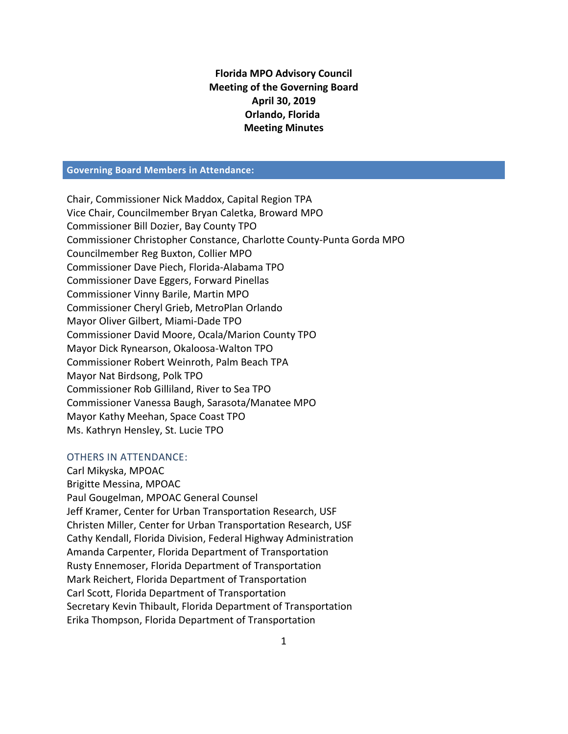# Florida MPO Advisory Council
## Meeting of the Governing Board
## April 30, 2019
## Orlando, Florida
## Meeting Minutes

## Governing Board Members in Attendance:

Chair, Commissioner Nick Maddox, Capital Region TPA
Vice Chair, Councilmember Bryan Caletka, Broward MPO
Commissioner Bill Dozier, Bay County TPO
Commissioner Christopher Constance, Charlotte County-Punta Gorda MPO
Councilmember Reg Buxton, Collier MPO
Commissioner Dave Piech, Florida-Alabama TPO
Commissioner Dave Eggers, Forward Pinellas
Commissioner Vinny Barile, Martin MPO
Commissioner Cheryl Grieb, MetroPlan Orlando
Mayor Oliver Gilbert, Miami-Dade TPO
Commissioner David Moore, Ocala/Marion County TPO
Mayor Dick Rynearson, Okaloosa-Walton TPO
Commissioner Robert Weinroth, Palm Beach TPA
Mayor Nat Birdsong, Polk TPO
Commissioner Rob Gilliland, River to Sea TPO
Commissioner Vanessa Baugh, Sarasota/Manatee MPO
Mayor Kathy Meehan, Space Coast TPO
Ms. Kathryn Hensley, St. Lucie TPO

### OTHERS IN ATTENDANCE:

Carl Mikyska, MPOAC
Brigitte Messina, MPOAC
Paul Gougelman, MPOAC General Counsel
Jeff Kramer, Center for Urban Transportation Research, USF
Christen Miller, Center for Urban Transportation Research, USF
Cathy Kendall, Florida Division, Federal Highway Administration
Amanda Carpenter, Florida Department of Transportation
Rusty Ennemoser, Florida Department of Transportation
Mark Reichert, Florida Department of Transportation
Carl Scott, Florida Department of Transportation
Secretary Kevin Thibault, Florida Department of Transportation
Erika Thompson, Florida Department of Transportation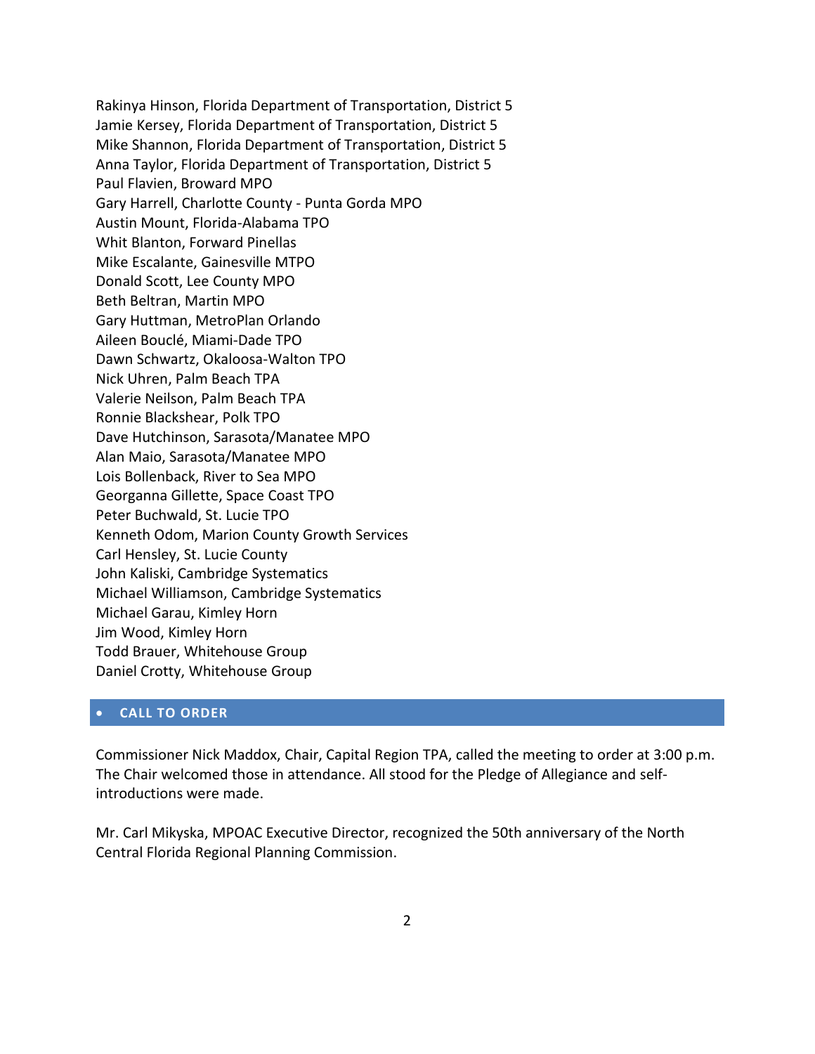Rakinya Hinson, Florida Department of Transportation, District 5
Jamie Kersey, Florida Department of Transportation, District 5
Mike Shannon, Florida Department of Transportation, District 5
Anna Taylor, Florida Department of Transportation, District 5
Paul Flavien, Broward MPO
Gary Harrell, Charlotte County - Punta Gorda MPO
Austin Mount, Florida-Alabama TPO
Whit Blanton, Forward Pinellas
Mike Escalante, Gainesville MTPO
Donald Scott, Lee County MPO
Beth Beltran, Martin MPO
Gary Huttman, MetroPlan Orlando
Aileen Bouclé, Miami-Dade TPO
Dawn Schwartz, Okaloosa-Walton TPO
Nick Uhren, Palm Beach TPA
Valerie Neilson, Palm Beach TPA
Ronnie Blackshear, Polk TPO
Dave Hutchinson, Sarasota/Manatee MPO
Alan Maio, Sarasota/Manatee MPO
Lois Bollenback, River to Sea MPO
Georganna Gillette, Space Coast TPO
Peter Buchwald, St. Lucie TPO
Kenneth Odom, Marion County Growth Services
Carl Hensley, St. Lucie County
John Kaliski, Cambridge Systematics
Michael Williamson, Cambridge Systematics
Michael Garau, Kimley Horn
Jim Wood, Kimley Horn
Todd Brauer, Whitehouse Group
Daniel Crotty, Whitehouse Group

## • CALL TO ORDER

Commissioner Nick Maddox, Chair, Capital Region TPA, called the meeting to order at 3:00 p.m. The Chair welcomed those in attendance. All stood for the Pledge of Allegiance and self-introductions were made.

Mr. Carl Mikyska, MPOAC Executive Director, recognized the 50th anniversary of the North Central Florida Regional Planning Commission.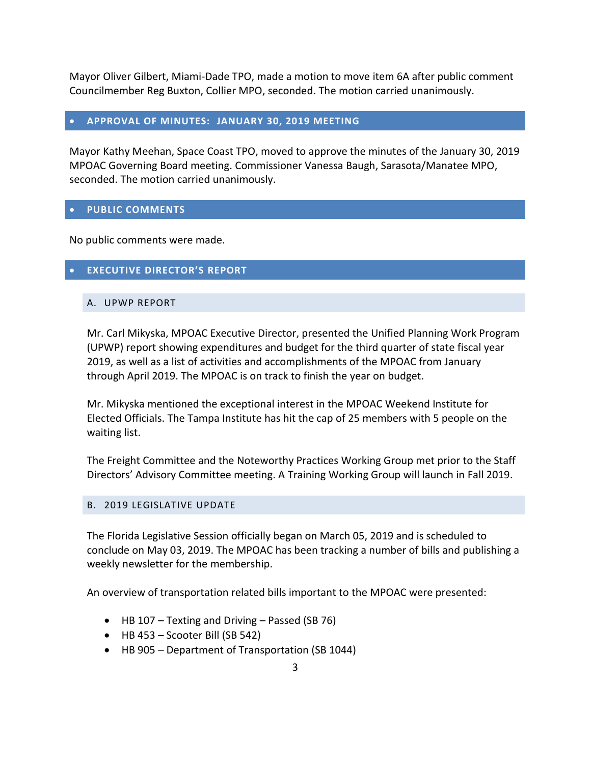Mayor Oliver Gilbert, Miami-Dade TPO, made a motion to move item 6A after public comment Councilmember Reg Buxton, Collier MPO, seconded. The motion carried unanimously.

## APPROVAL OF MINUTES: JANUARY 30, 2019 MEETING

Mayor Kathy Meehan, Space Coast TPO, moved to approve the minutes of the January 30, 2019 MPOAC Governing Board meeting. Commissioner Vanessa Baugh, Sarasota/Manatee MPO, seconded. The motion carried unanimously.

## PUBLIC COMMENTS

No public comments were made.

## EXECUTIVE DIRECTOR'S REPORT

### A. UPWP REPORT

Mr. Carl Mikyska, MPOAC Executive Director, presented the Unified Planning Work Program (UPWP) report showing expenditures and budget for the third quarter of state fiscal year 2019, as well as a list of activities and accomplishments of the MPOAC from January through April 2019. The MPOAC is on track to finish the year on budget.

Mr. Mikyska mentioned the exceptional interest in the MPOAC Weekend Institute for Elected Officials. The Tampa Institute has hit the cap of 25 members with 5 people on the waiting list.

The Freight Committee and the Noteworthy Practices Working Group met prior to the Staff Directors' Advisory Committee meeting. A Training Working Group will launch in Fall 2019.

### B. 2019 LEGISLATIVE UPDATE

The Florida Legislative Session officially began on March 05, 2019 and is scheduled to conclude on May 03, 2019. The MPOAC has been tracking a number of bills and publishing a weekly newsletter for the membership.

An overview of transportation related bills important to the MPOAC were presented:

- HB 107 – Texting and Driving – Passed (SB 76)
- HB 453 – Scooter Bill (SB 542)
- HB 905 – Department of Transportation (SB 1044)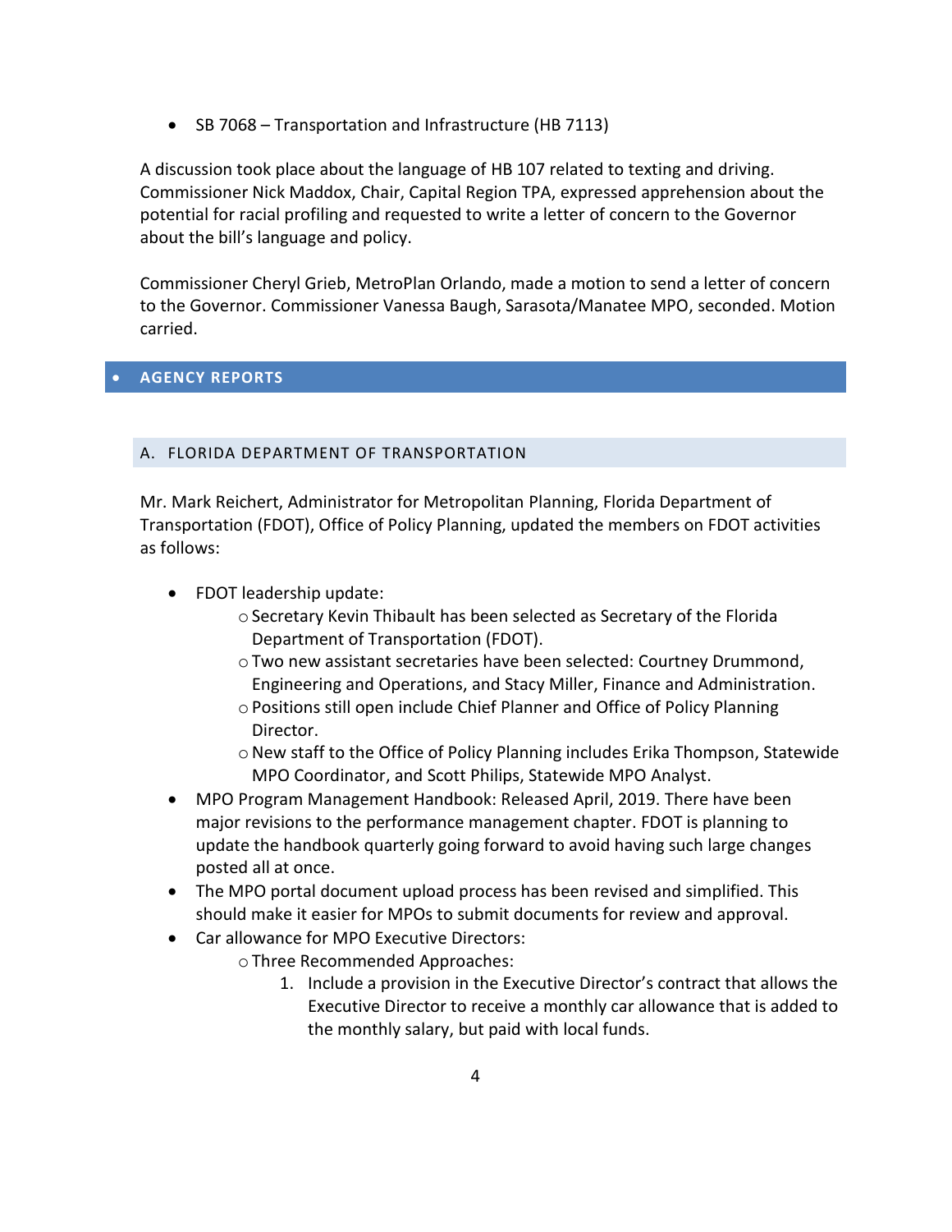- SB 7068 – Transportation and Infrastructure (HB 7113)

A discussion took place about the language of HB 107 related to texting and driving. Commissioner Nick Maddox, Chair, Capital Region TPA, expressed apprehension about the potential for racial profiling and requested to write a letter of concern to the Governor about the bill's language and policy.

Commissioner Cheryl Grieb, MetroPlan Orlando, made a motion to send a letter of concern to the Governor. Commissioner Vanessa Baugh, Sarasota/Manatee MPO, seconded. Motion carried.

## • AGENCY REPORTS

### A. FLORIDA DEPARTMENT OF TRANSPORTATION

Mr. Mark Reichert, Administrator for Metropolitan Planning, Florida Department of Transportation (FDOT), Office of Policy Planning, updated the members on FDOT activities as follows:

- FDOT leadership update:
  - Secretary Kevin Thibault has been selected as Secretary of the Florida Department of Transportation (FDOT).
  - Two new assistant secretaries have been selected: Courtney Drummond, Engineering and Operations, and Stacy Miller, Finance and Administration.
  - Positions still open include Chief Planner and Office of Policy Planning Director.
  - New staff to the Office of Policy Planning includes Erika Thompson, Statewide MPO Coordinator, and Scott Philips, Statewide MPO Analyst.
- MPO Program Management Handbook: Released April, 2019. There have been major revisions to the performance management chapter. FDOT is planning to update the handbook quarterly going forward to avoid having such large changes posted all at once.
- The MPO portal document upload process has been revised and simplified. This should make it easier for MPOs to submit documents for review and approval.
- Car allowance for MPO Executive Directors:
  - Three Recommended Approaches:
    1. Include a provision in the Executive Director's contract that allows the Executive Director to receive a monthly car allowance that is added to the monthly salary, but paid with local funds.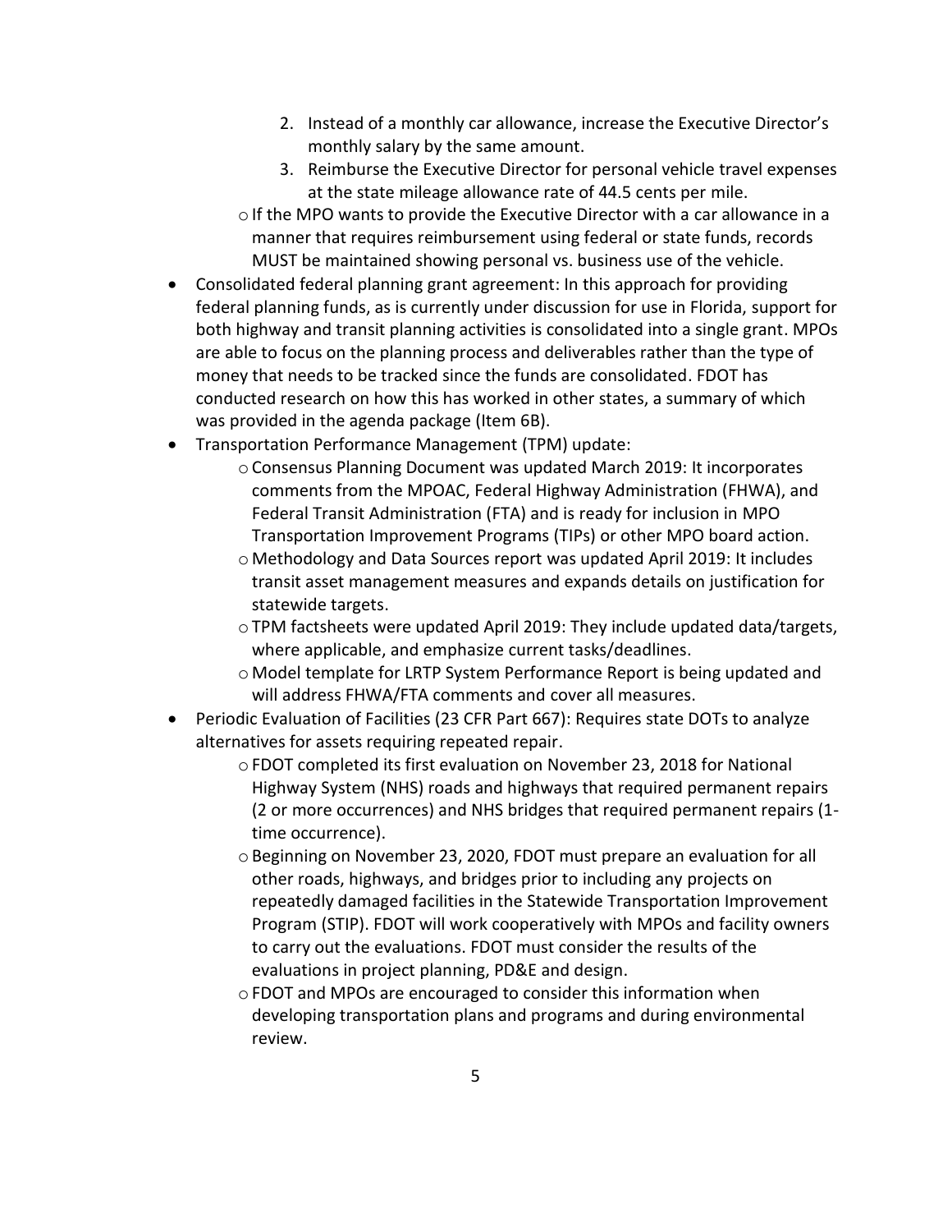2. Instead of a monthly car allowance, increase the Executive Director's monthly salary by the same amount.
3. Reimburse the Executive Director for personal vehicle travel expenses at the state mileage allowance rate of 44.5 cents per mile.

  - If the MPO wants to provide the Executive Director with a car allowance in a manner that requires reimbursement using federal or state funds, records MUST be maintained showing personal vs. business use of the vehicle.

- Consolidated federal planning grant agreement: In this approach for providing federal planning funds, as is currently under discussion for use in Florida, support for both highway and transit planning activities is consolidated into a single grant. MPOs are able to focus on the planning process and deliverables rather than the type of money that needs to be tracked since the funds are consolidated. FDOT has conducted research on how this has worked in other states, a summary of which was provided in the agenda package (Item 6B).
- Transportation Performance Management (TPM) update:
  - Consensus Planning Document was updated March 2019: It incorporates comments from the MPOAC, Federal Highway Administration (FHWA), and Federal Transit Administration (FTA) and is ready for inclusion in MPO Transportation Improvement Programs (TIPs) or other MPO board action.
  - Methodology and Data Sources report was updated April 2019: It includes transit asset management measures and expands details on justification for statewide targets.
  - TPM factsheets were updated April 2019: They include updated data/targets, where applicable, and emphasize current tasks/deadlines.
  - Model template for LRTP System Performance Report is being updated and will address FHWA/FTA comments and cover all measures.
- Periodic Evaluation of Facilities (23 CFR Part 667): Requires state DOTs to analyze alternatives for assets requiring repeated repair.
  - FDOT completed its first evaluation on November 23, 2018 for National Highway System (NHS) roads and highways that required permanent repairs (2 or more occurrences) and NHS bridges that required permanent repairs (1-time occurrence).
  - Beginning on November 23, 2020, FDOT must prepare an evaluation for all other roads, highways, and bridges prior to including any projects on repeatedly damaged facilities in the Statewide Transportation Improvement Program (STIP). FDOT will work cooperatively with MPOs and facility owners to carry out the evaluations. FDOT must consider the results of the evaluations in project planning, PD&E and design.
  - FDOT and MPOs are encouraged to consider this information when developing transportation plans and programs and during environmental review.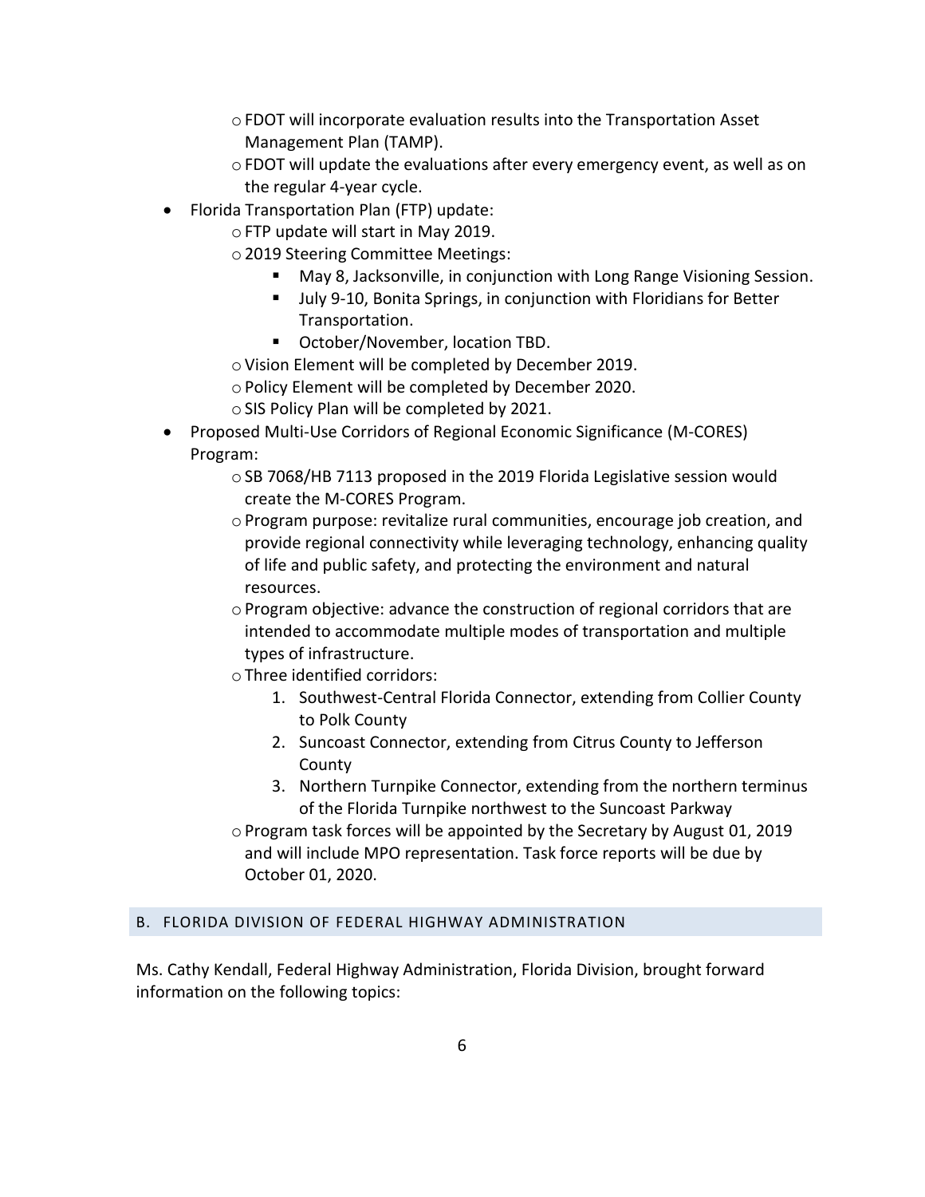- FDOT will incorporate evaluation results into the Transportation Asset Management Plan (TAMP).
  - FDOT will update the evaluations after every emergency event, as well as on the regular 4-year cycle.
- Florida Transportation Plan (FTP) update:
  - FTP update will start in May 2019.
  - 2019 Steering Committee Meetings:
    - May 8, Jacksonville, in conjunction with Long Range Visioning Session.
    - July 9-10, Bonita Springs, in conjunction with Floridians for Better Transportation.
    - October/November, location TBD.
  - Vision Element will be completed by December 2019.
  - Policy Element will be completed by December 2020.
  - SIS Policy Plan will be completed by 2021.
- Proposed Multi-Use Corridors of Regional Economic Significance (M-CORES) Program:
  - SB 7068/HB 7113 proposed in the 2019 Florida Legislative session would create the M-CORES Program.
  - Program purpose: revitalize rural communities, encourage job creation, and provide regional connectivity while leveraging technology, enhancing quality of life and public safety, and protecting the environment and natural resources.
  - Program objective: advance the construction of regional corridors that are intended to accommodate multiple modes of transportation and multiple types of infrastructure.
  - Three identified corridors:
    1. Southwest-Central Florida Connector, extending from Collier County to Polk County
    2. Suncoast Connector, extending from Citrus County to Jefferson County
    3. Northern Turnpike Connector, extending from the northern terminus of the Florida Turnpike northwest to the Suncoast Parkway
  - Program task forces will be appointed by the Secretary by August 01, 2019 and will include MPO representation. Task force reports will be due by October 01, 2020.

## B. FLORIDA DIVISION OF FEDERAL HIGHWAY ADMINISTRATION

Ms. Cathy Kendall, Federal Highway Administration, Florida Division, brought forward information on the following topics: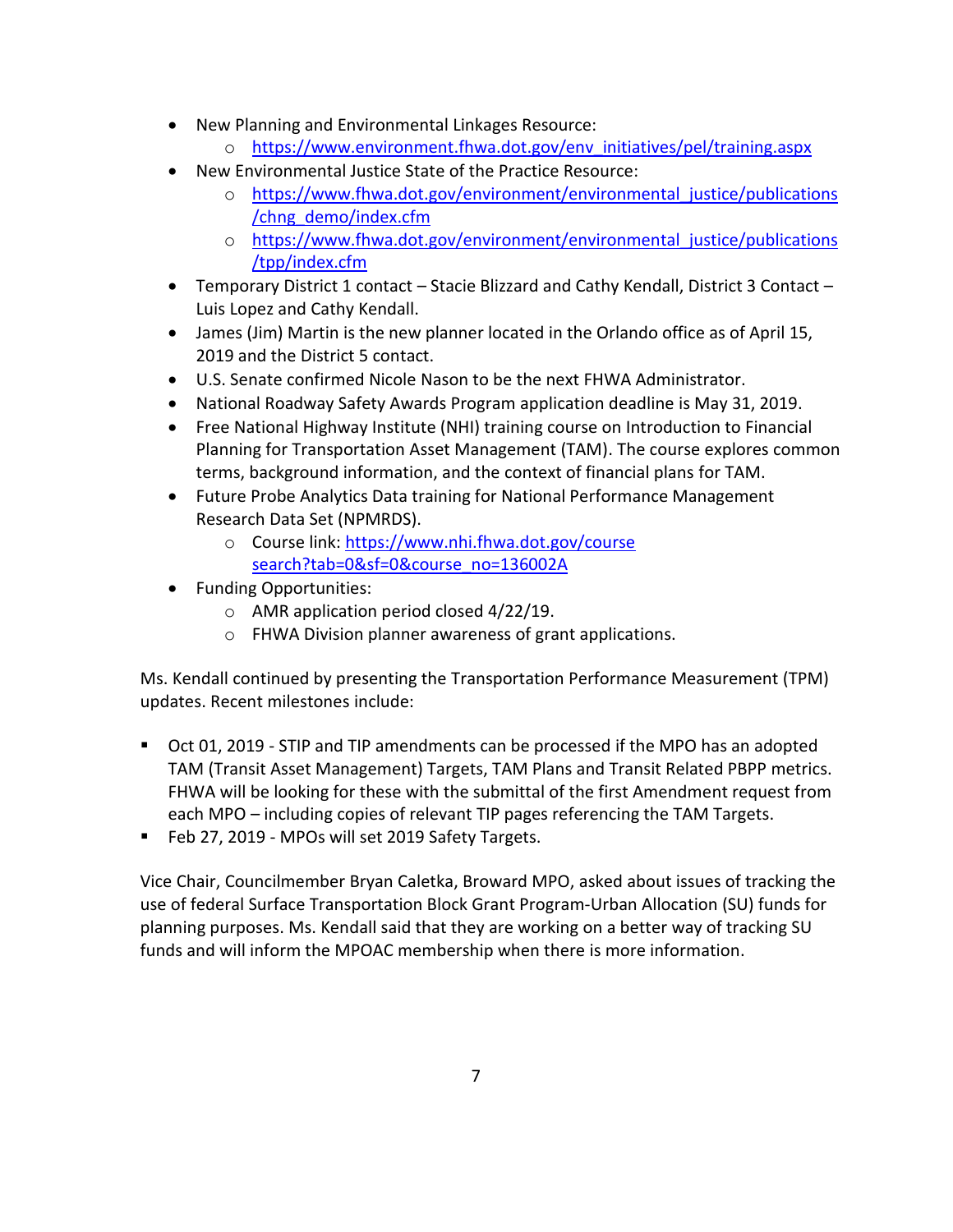- New Planning and Environmental Linkages Resource:
  - https://www.environment.fhwa.dot.gov/env_initiatives/pel/training.aspx
- New Environmental Justice State of the Practice Resource:
  - https://www.fhwa.dot.gov/environment/environmental_justice/publications/chng_demo/index.cfm
  - https://www.fhwa.dot.gov/environment/environmental_justice/publications/tpp/index.cfm
- Temporary District 1 contact – Stacie Blizzard and Cathy Kendall, District 3 Contact – Luis Lopez and Cathy Kendall.
- James (Jim) Martin is the new planner located in the Orlando office as of April 15, 2019 and the District 5 contact.
- U.S. Senate confirmed Nicole Nason to be the next FHWA Administrator.
- National Roadway Safety Awards Program application deadline is May 31, 2019.
- Free National Highway Institute (NHI) training course on Introduction to Financial Planning for Transportation Asset Management (TAM). The course explores common terms, background information, and the context of financial plans for TAM.
- Future Probe Analytics Data training for National Performance Management Research Data Set (NPMRDS).
  - Course link: https://www.nhi.fhwa.dot.gov/course search?tab=0&sf=0&course_no=136002A
- Funding Opportunities:
  - AMR application period closed 4/22/19.
  - FHWA Division planner awareness of grant applications.

Ms. Kendall continued by presenting the Transportation Performance Measurement (TPM) updates. Recent milestones include:

- Oct 01, 2019 - STIP and TIP amendments can be processed if the MPO has an adopted TAM (Transit Asset Management) Targets, TAM Plans and Transit Related PBPP metrics. FHWA will be looking for these with the submittal of the first Amendment request from each MPO – including copies of relevant TIP pages referencing the TAM Targets.
- Feb 27, 2019 - MPOs will set 2019 Safety Targets.

Vice Chair, Councilmember Bryan Caletka, Broward MPO, asked about issues of tracking the use of federal Surface Transportation Block Grant Program-Urban Allocation (SU) funds for planning purposes. Ms. Kendall said that they are working on a better way of tracking SU funds and will inform the MPOAC membership when there is more information.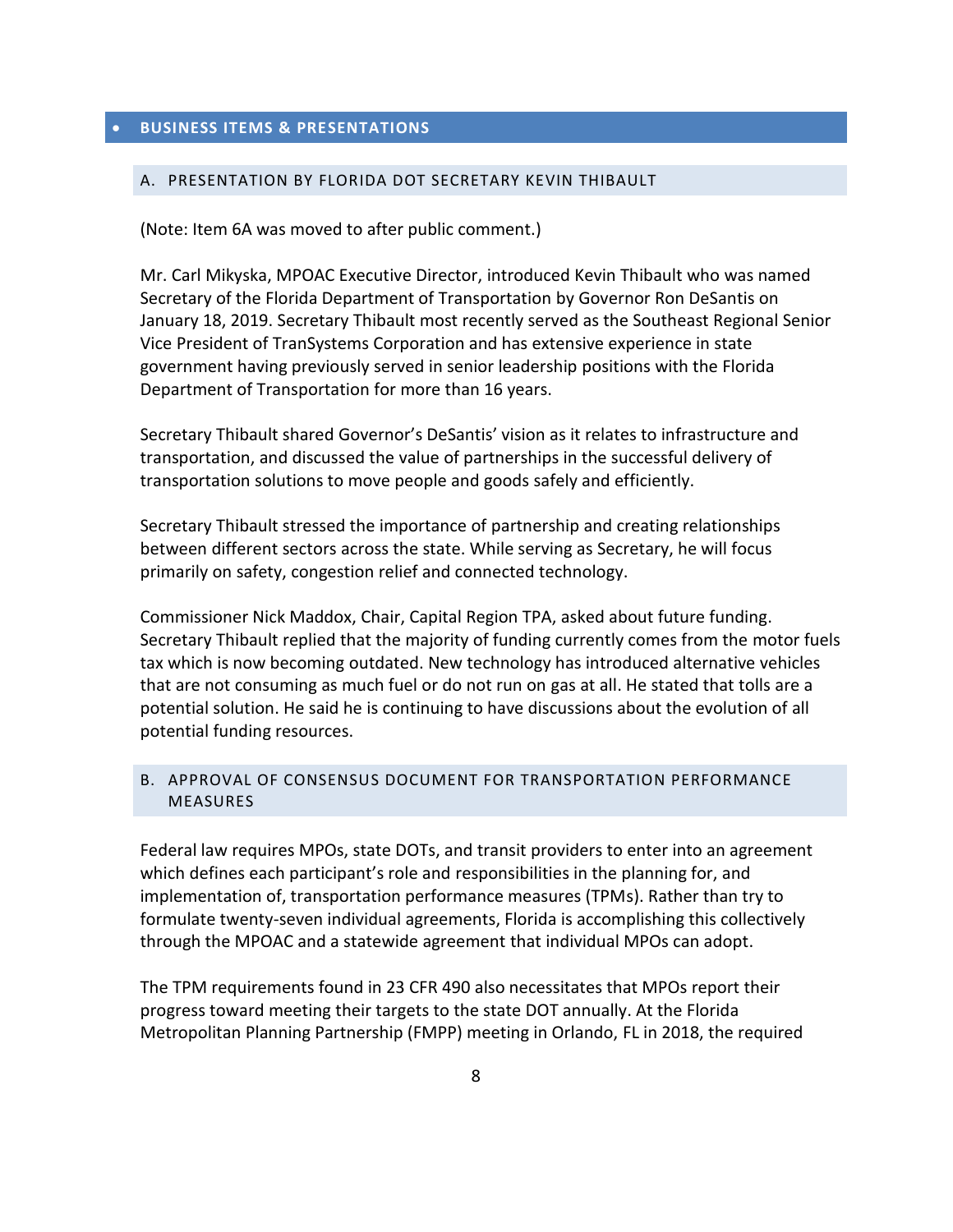## BUSINESS ITEMS & PRESENTATIONS

### A. PRESENTATION BY FLORIDA DOT SECRETARY KEVIN THIBAULT

(Note: Item 6A was moved to after public comment.)

Mr. Carl Mikyska, MPOAC Executive Director, introduced Kevin Thibault who was named Secretary of the Florida Department of Transportation by Governor Ron DeSantis on January 18, 2019. Secretary Thibault most recently served as the Southeast Regional Senior Vice President of TranSystems Corporation and has extensive experience in state government having previously served in senior leadership positions with the Florida Department of Transportation for more than 16 years.

Secretary Thibault shared Governor's DeSantis' vision as it relates to infrastructure and transportation, and discussed the value of partnerships in the successful delivery of transportation solutions to move people and goods safely and efficiently.

Secretary Thibault stressed the importance of partnership and creating relationships between different sectors across the state. While serving as Secretary, he will focus primarily on safety, congestion relief and connected technology.

Commissioner Nick Maddox, Chair, Capital Region TPA, asked about future funding. Secretary Thibault replied that the majority of funding currently comes from the motor fuels tax which is now becoming outdated. New technology has introduced alternative vehicles that are not consuming as much fuel or do not run on gas at all. He stated that tolls are a potential solution. He said he is continuing to have discussions about the evolution of all potential funding resources.

### B. APPROVAL OF CONSENSUS DOCUMENT FOR TRANSPORTATION PERFORMANCE MEASURES

Federal law requires MPOs, state DOTs, and transit providers to enter into an agreement which defines each participant's role and responsibilities in the planning for, and implementation of, transportation performance measures (TPMs). Rather than try to formulate twenty-seven individual agreements, Florida is accomplishing this collectively through the MPOAC and a statewide agreement that individual MPOs can adopt.

The TPM requirements found in 23 CFR 490 also necessitates that MPOs report their progress toward meeting their targets to the state DOT annually. At the Florida Metropolitan Planning Partnership (FMPP) meeting in Orlando, FL in 2018, the required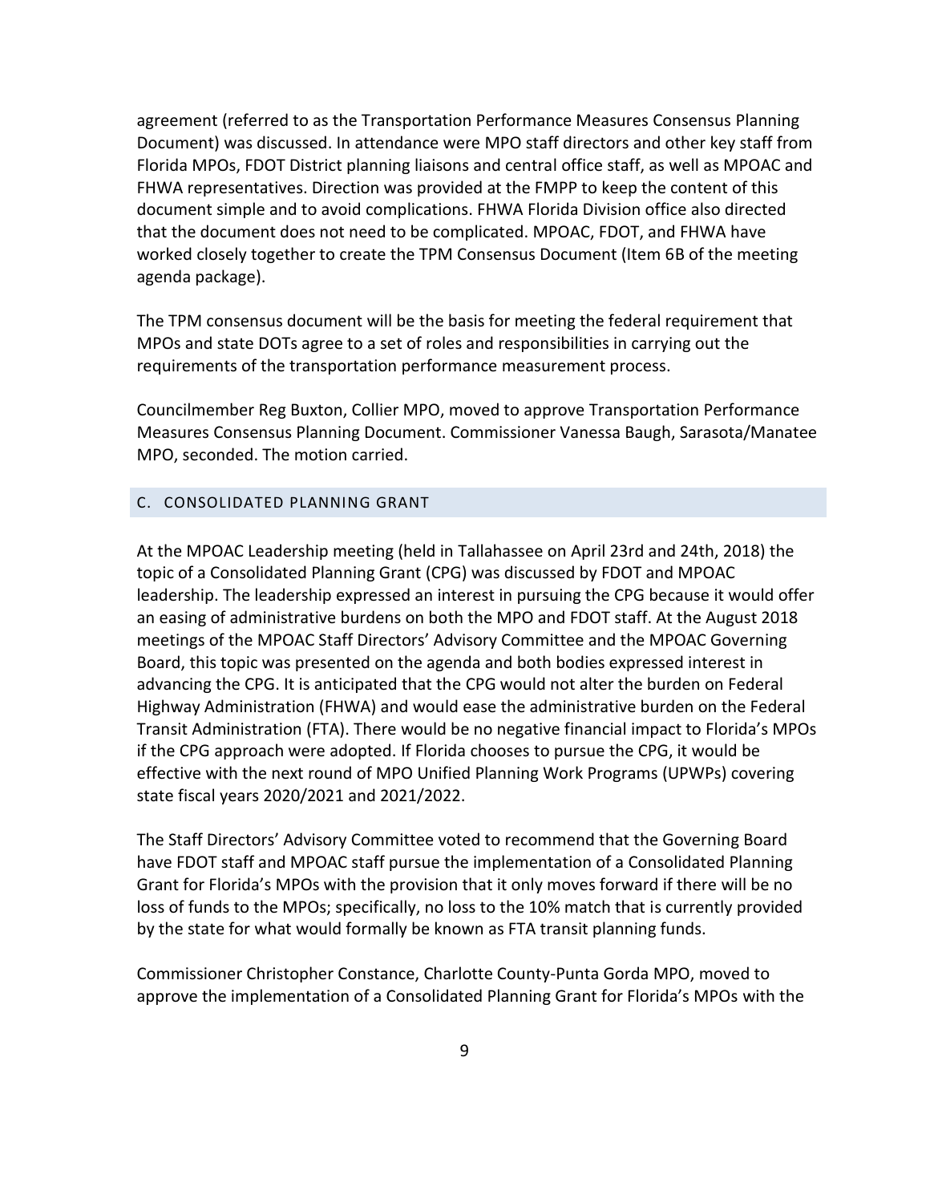agreement (referred to as the Transportation Performance Measures Consensus Planning Document) was discussed. In attendance were MPO staff directors and other key staff from Florida MPOs, FDOT District planning liaisons and central office staff, as well as MPOAC and FHWA representatives. Direction was provided at the FMPP to keep the content of this document simple and to avoid complications. FHWA Florida Division office also directed that the document does not need to be complicated. MPOAC, FDOT, and FHWA have worked closely together to create the TPM Consensus Document (Item 6B of the meeting agenda package).

The TPM consensus document will be the basis for meeting the federal requirement that MPOs and state DOTs agree to a set of roles and responsibilities in carrying out the requirements of the transportation performance measurement process.

Councilmember Reg Buxton, Collier MPO, moved to approve Transportation Performance Measures Consensus Planning Document. Commissioner Vanessa Baugh, Sarasota/Manatee MPO, seconded. The motion carried.

## C. CONSOLIDATED PLANNING GRANT

At the MPOAC Leadership meeting (held in Tallahassee on April 23rd and 24th, 2018) the topic of a Consolidated Planning Grant (CPG) was discussed by FDOT and MPOAC leadership. The leadership expressed an interest in pursuing the CPG because it would offer an easing of administrative burdens on both the MPO and FDOT staff. At the August 2018 meetings of the MPOAC Staff Directors' Advisory Committee and the MPOAC Governing Board, this topic was presented on the agenda and both bodies expressed interest in advancing the CPG. It is anticipated that the CPG would not alter the burden on Federal Highway Administration (FHWA) and would ease the administrative burden on the Federal Transit Administration (FTA). There would be no negative financial impact to Florida's MPOs if the CPG approach were adopted. If Florida chooses to pursue the CPG, it would be effective with the next round of MPO Unified Planning Work Programs (UPWPs) covering state fiscal years 2020/2021 and 2021/2022.

The Staff Directors' Advisory Committee voted to recommend that the Governing Board have FDOT staff and MPOAC staff pursue the implementation of a Consolidated Planning Grant for Florida's MPOs with the provision that it only moves forward if there will be no loss of funds to the MPOs; specifically, no loss to the 10% match that is currently provided by the state for what would formally be known as FTA transit planning funds.

Commissioner Christopher Constance, Charlotte County-Punta Gorda MPO, moved to approve the implementation of a Consolidated Planning Grant for Florida's MPOs with the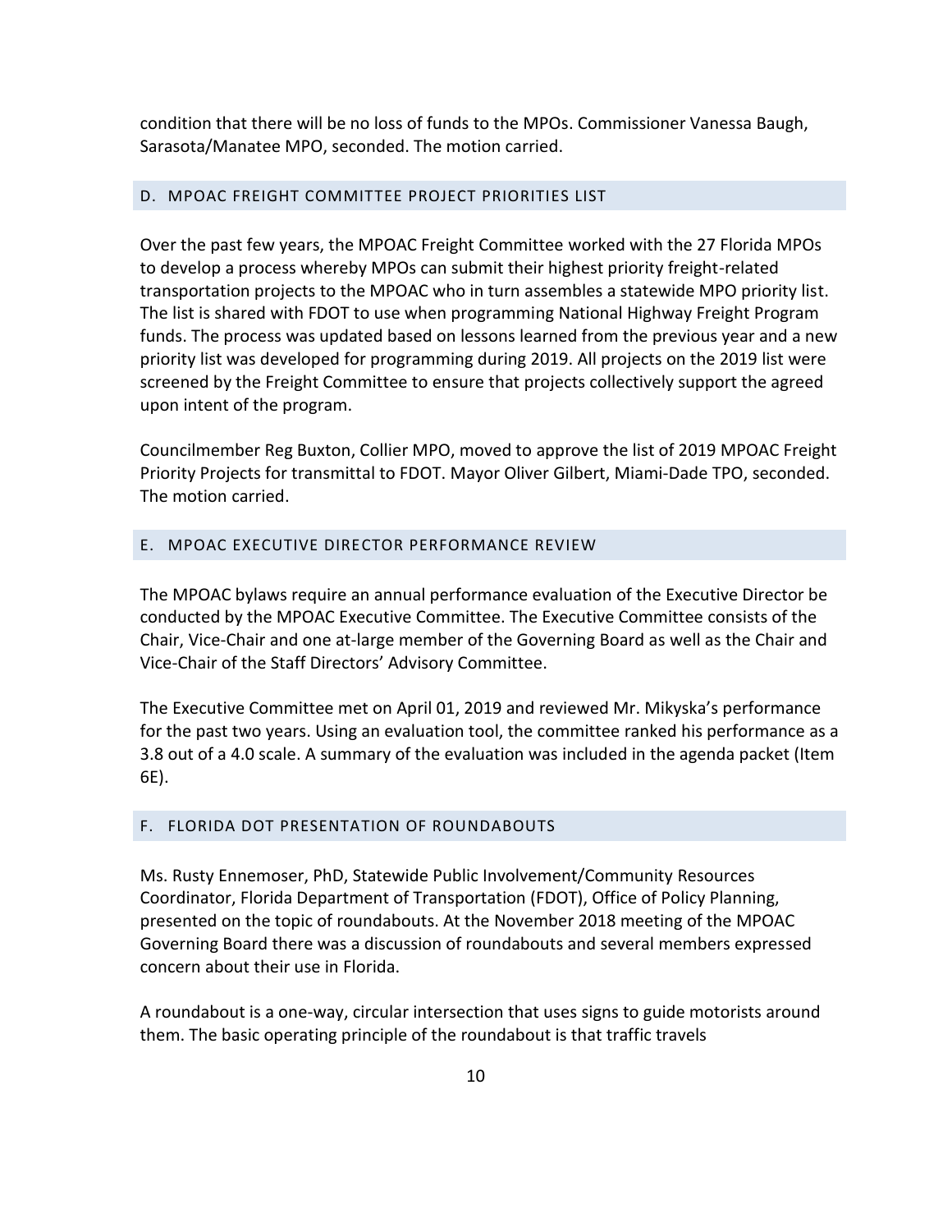condition that there will be no loss of funds to the MPOs. Commissioner Vanessa Baugh, Sarasota/Manatee MPO, seconded. The motion carried.

### D. MPOAC FREIGHT COMMITTEE PROJECT PRIORITIES LIST

Over the past few years, the MPOAC Freight Committee worked with the 27 Florida MPOs to develop a process whereby MPOs can submit their highest priority freight-related transportation projects to the MPOAC who in turn assembles a statewide MPO priority list. The list is shared with FDOT to use when programming National Highway Freight Program funds. The process was updated based on lessons learned from the previous year and a new priority list was developed for programming during 2019. All projects on the 2019 list were screened by the Freight Committee to ensure that projects collectively support the agreed upon intent of the program.

Councilmember Reg Buxton, Collier MPO, moved to approve the list of 2019 MPOAC Freight Priority Projects for transmittal to FDOT. Mayor Oliver Gilbert, Miami-Dade TPO, seconded. The motion carried.

### E. MPOAC EXECUTIVE DIRECTOR PERFORMANCE REVIEW

The MPOAC bylaws require an annual performance evaluation of the Executive Director be conducted by the MPOAC Executive Committee. The Executive Committee consists of the Chair, Vice-Chair and one at-large member of the Governing Board as well as the Chair and Vice-Chair of the Staff Directors' Advisory Committee.

The Executive Committee met on April 01, 2019 and reviewed Mr. Mikyska's performance for the past two years. Using an evaluation tool, the committee ranked his performance as a 3.8 out of a 4.0 scale. A summary of the evaluation was included in the agenda packet (Item 6E).

### F. FLORIDA DOT PRESENTATION OF ROUNDABOUTS

Ms. Rusty Ennemoser, PhD, Statewide Public Involvement/Community Resources Coordinator, Florida Department of Transportation (FDOT), Office of Policy Planning, presented on the topic of roundabouts. At the November 2018 meeting of the MPOAC Governing Board there was a discussion of roundabouts and several members expressed concern about their use in Florida.

A roundabout is a one-way, circular intersection that uses signs to guide motorists around them. The basic operating principle of the roundabout is that traffic travels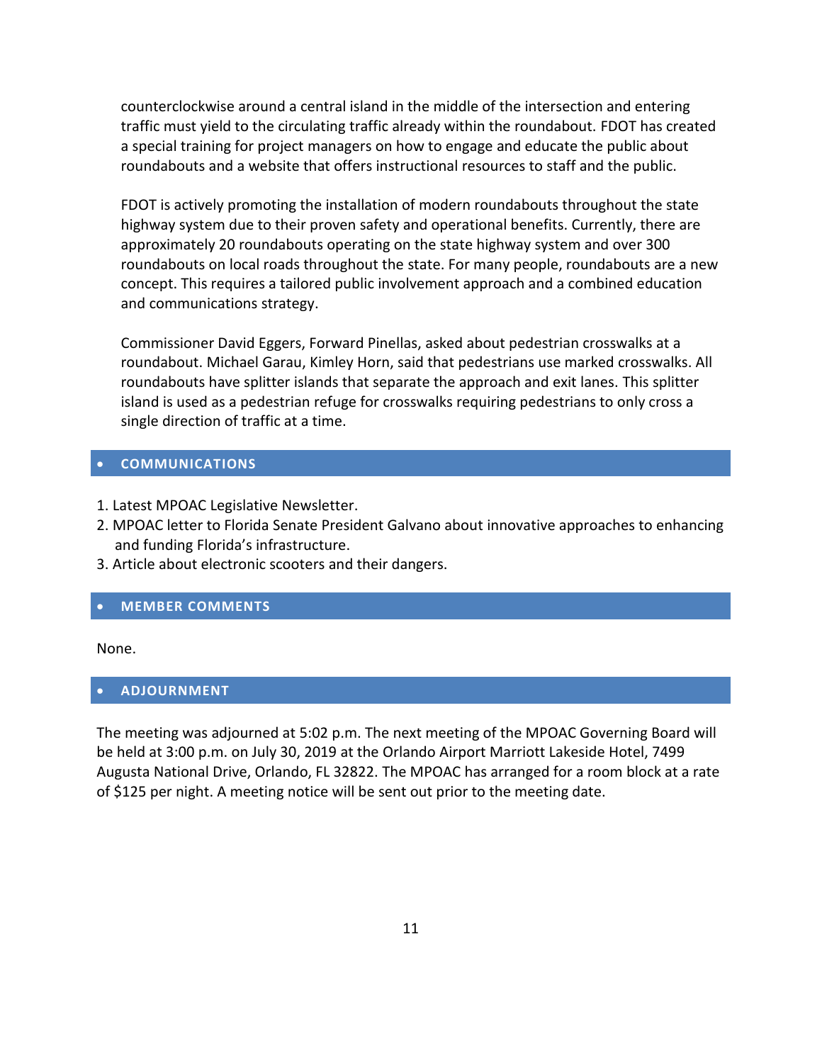counterclockwise around a central island in the middle of the intersection and entering traffic must yield to the circulating traffic already within the roundabout. FDOT has created a special training for project managers on how to engage and educate the public about roundabouts and a website that offers instructional resources to staff and the public.

FDOT is actively promoting the installation of modern roundabouts throughout the state highway system due to their proven safety and operational benefits. Currently, there are approximately 20 roundabouts operating on the state highway system and over 300 roundabouts on local roads throughout the state. For many people, roundabouts are a new concept. This requires a tailored public involvement approach and a combined education and communications strategy.

Commissioner David Eggers, Forward Pinellas, asked about pedestrian crosswalks at a roundabout. Michael Garau, Kimley Horn, said that pedestrians use marked crosswalks. All roundabouts have splitter islands that separate the approach and exit lanes. This splitter island is used as a pedestrian refuge for crosswalks requiring pedestrians to only cross a single direction of traffic at a time.

## COMMUNICATIONS

1. Latest MPOAC Legislative Newsletter.
2. MPOAC letter to Florida Senate President Galvano about innovative approaches to enhancing and funding Florida's infrastructure.
3. Article about electronic scooters and their dangers.

## MEMBER COMMENTS

None.

## ADJOURNMENT

The meeting was adjourned at 5:02 p.m. The next meeting of the MPOAC Governing Board will be held at 3:00 p.m. on July 30, 2019 at the Orlando Airport Marriott Lakeside Hotel, 7499 Augusta National Drive, Orlando, FL 32822. The MPOAC has arranged for a room block at a rate of $125 per night. A meeting notice will be sent out prior to the meeting date.